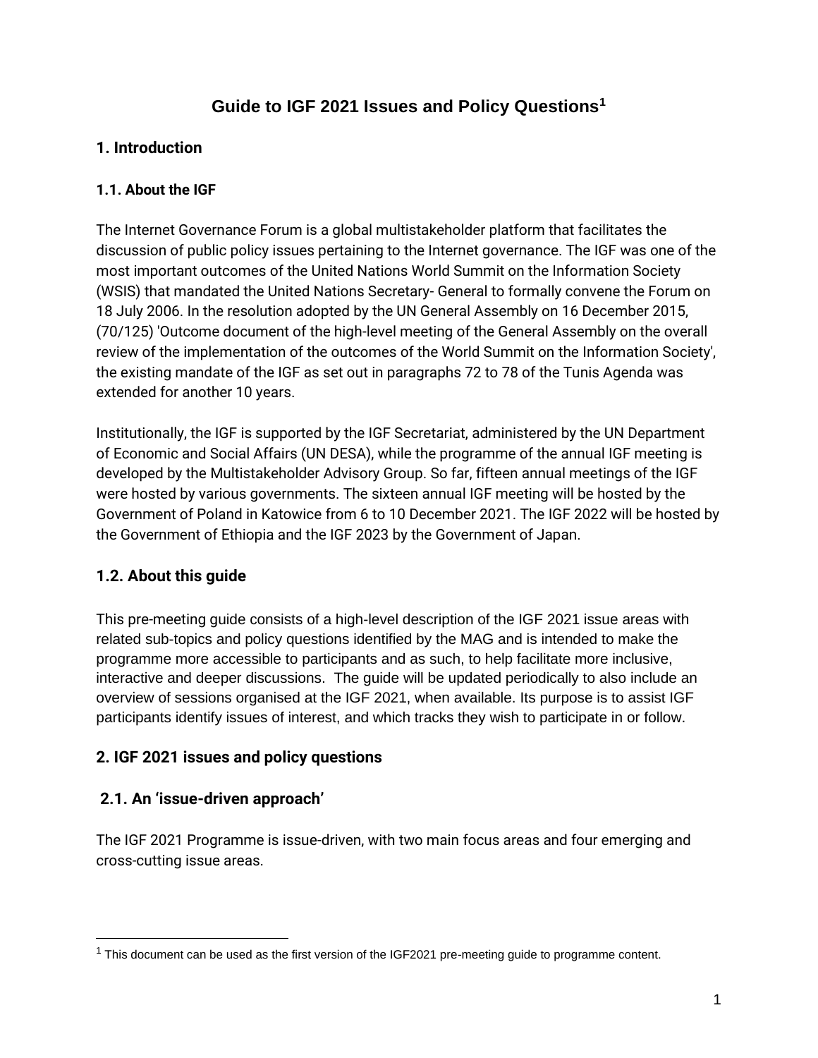# Guide to IGF 2021 Issues and Policy Questions[1]

## 1. Introduction

### 1.1. About the IGF

The Internet Governance Forum is a global multistakeholder platform that facilitates the discussion of public policy issues pertaining to the Internet governance. The IGF was one of the most important outcomes of the United Nations World Summit on the Information Society (WSIS) that mandated the United Nations Secretary- General to formally convene the Forum on 18 July 2006. In the resolution adopted by the UN General Assembly on 16 December 2015, (70/125) 'Outcome document of the high-level meeting of the General Assembly on the overall review of the implementation of the outcomes of the World Summit on the Information Society', the existing mandate of the IGF as set out in paragraphs 72 to 78 of the Tunis Agenda was extended for another 10 years.

Institutionally, the IGF is supported by the IGF Secretariat, administered by the UN Department of Economic and Social Affairs (UN DESA), while the programme of the annual IGF meeting is developed by the Multistakeholder Advisory Group. So far, fifteen annual meetings of the IGF were hosted by various governments. The sixteen annual IGF meeting will be hosted by the Government of Poland in Katowice from 6 to 10 December 2021. The IGF 2022 will be hosted by the Government of Ethiopia and the IGF 2023 by the Government of Japan.

### 1.2. About this guide

This pre-meeting guide consists of a high-level description of the IGF 2021 issue areas with related sub-topics and policy questions identified by the MAG and is intended to make the programme more accessible to participants and as such, to help facilitate more inclusive, interactive and deeper discussions. The guide will be updated periodically to also include an overview of sessions organised at the IGF 2021, when available. Its purpose is to assist IGF participants identify issues of interest, and which tracks they wish to participate in or follow.

## 2. IGF 2021 issues and policy questions

### 2.1. An 'issue-driven approach'

The IGF 2021 Programme is issue-driven, with two main focus areas and four emerging and cross-cutting issue areas.

---

[1] This document can be used as the first version of the IGF2021 pre-meeting guide to programme content.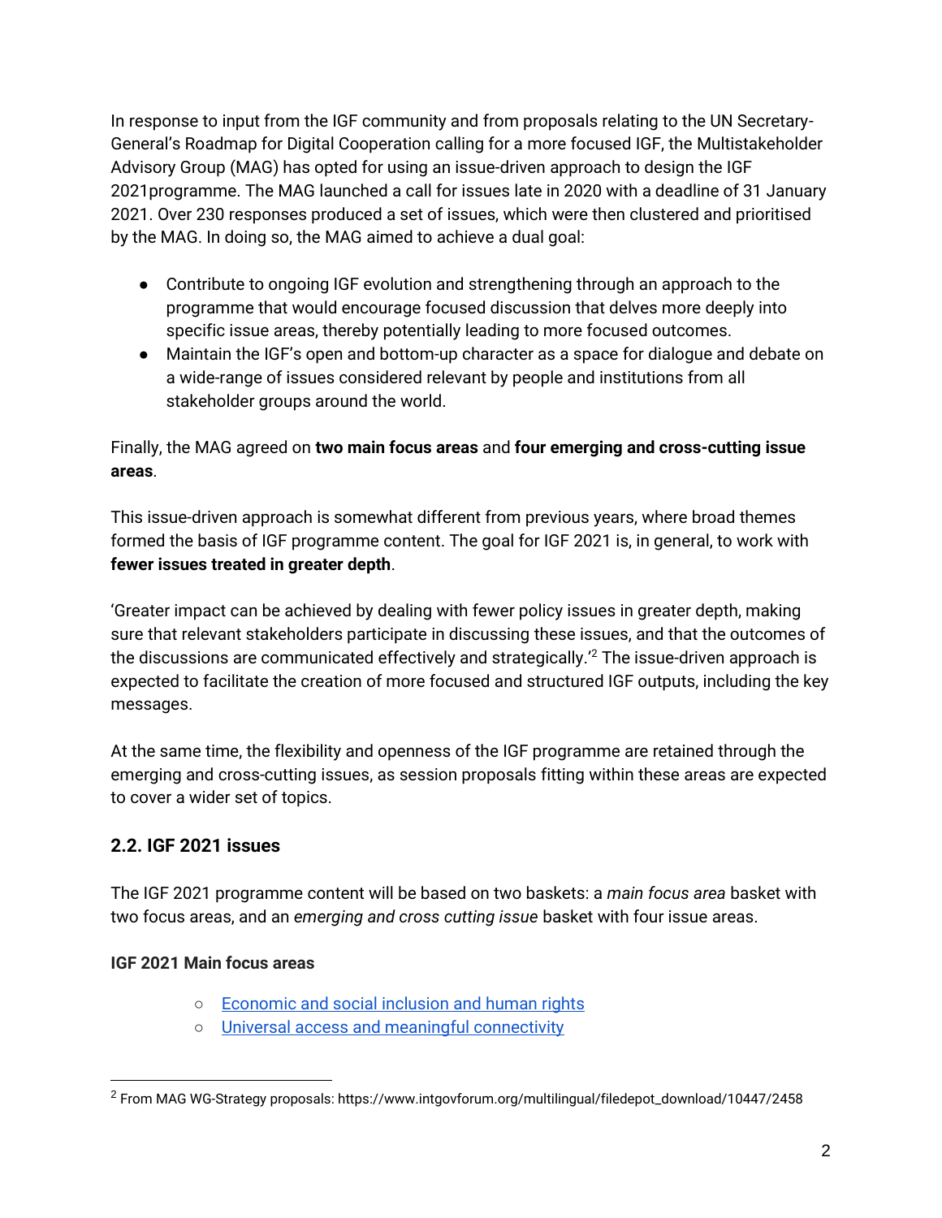In response to input from the IGF community and from proposals relating to the UN Secretary-General's Roadmap for Digital Cooperation calling for a more focused IGF, the Multistakeholder Advisory Group (MAG) has opted for using an issue-driven approach to design the IGF 2021programme. The MAG launched a call for issues late in 2020 with a deadline of 31 January 2021. Over 230 responses produced a set of issues, which were then clustered and prioritised by the MAG. In doing so, the MAG aimed to achieve a dual goal:

- Contribute to ongoing IGF evolution and strengthening through an approach to the programme that would encourage focused discussion that delves more deeply into specific issue areas, thereby potentially leading to more focused outcomes.
- Maintain the IGF's open and bottom-up character as a space for dialogue and debate on a wide-range of issues considered relevant by people and institutions from all stakeholder groups around the world.

Finally, the MAG agreed on **two main focus areas** and **four emerging and cross-cutting issue areas**.

This issue-driven approach is somewhat different from previous years, where broad themes formed the basis of IGF programme content. The goal for IGF 2021 is, in general, to work with **fewer issues treated in greater depth**.

'Greater impact can be achieved by dealing with fewer policy issues in greater depth, making sure that relevant stakeholders participate in discussing these issues, and that the outcomes of the discussions are communicated effectively and strategically.'[2] The issue-driven approach is expected to facilitate the creation of more focused and structured IGF outputs, including the key messages.

At the same time, the flexibility and openness of the IGF programme are retained through the emerging and cross-cutting issues, as session proposals fitting within these areas are expected to cover a wider set of topics.

## 2.2. IGF 2021 issues

The IGF 2021 programme content will be based on two baskets: a *main focus area* basket with two focus areas, and an *emerging and cross cutting issue* basket with four issue areas.

**IGF 2021 Main focus areas**

- Economic and social inclusion and human rights
- Universal access and meaningful connectivity

[2] From MAG WG-Strategy proposals: https://www.intgovforum.org/multilingual/filedepot_download/10447/2458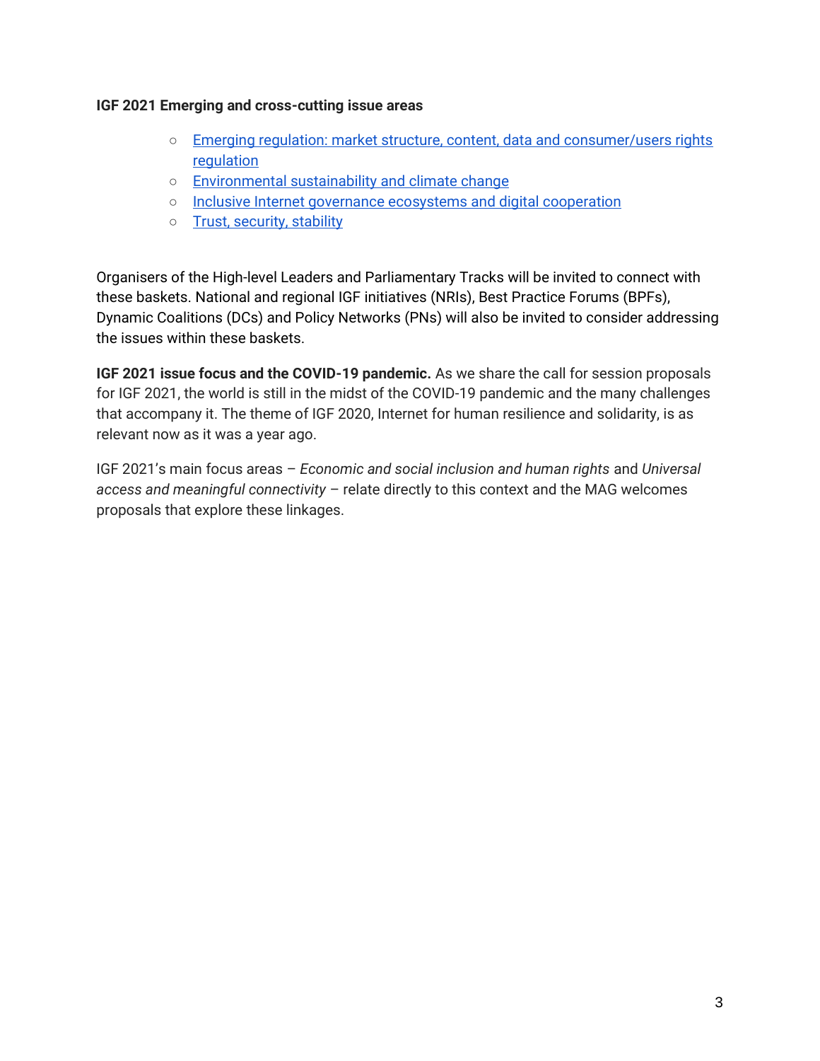**IGF 2021 Emerging and cross-cutting issue areas**

- Emerging regulation: market structure, content, data and consumer/users rights regulation
- Environmental sustainability and climate change
- Inclusive Internet governance ecosystems and digital cooperation
- Trust, security, stability

Organisers of the High-level Leaders and Parliamentary Tracks will be invited to connect with these baskets. National and regional IGF initiatives (NRIs), Best Practice Forums (BPFs), Dynamic Coalitions (DCs) and Policy Networks (PNs) will also be invited to consider addressing the issues within these baskets.

**IGF 2021 issue focus and the COVID-19 pandemic.** As we share the call for session proposals for IGF 2021, the world is still in the midst of the COVID-19 pandemic and the many challenges that accompany it. The theme of IGF 2020, Internet for human resilience and solidarity, is as relevant now as it was a year ago.

IGF 2021's main focus areas – *Economic and social inclusion and human rights* and *Universal access and meaningful connectivity* – relate directly to this context and the MAG welcomes proposals that explore these linkages.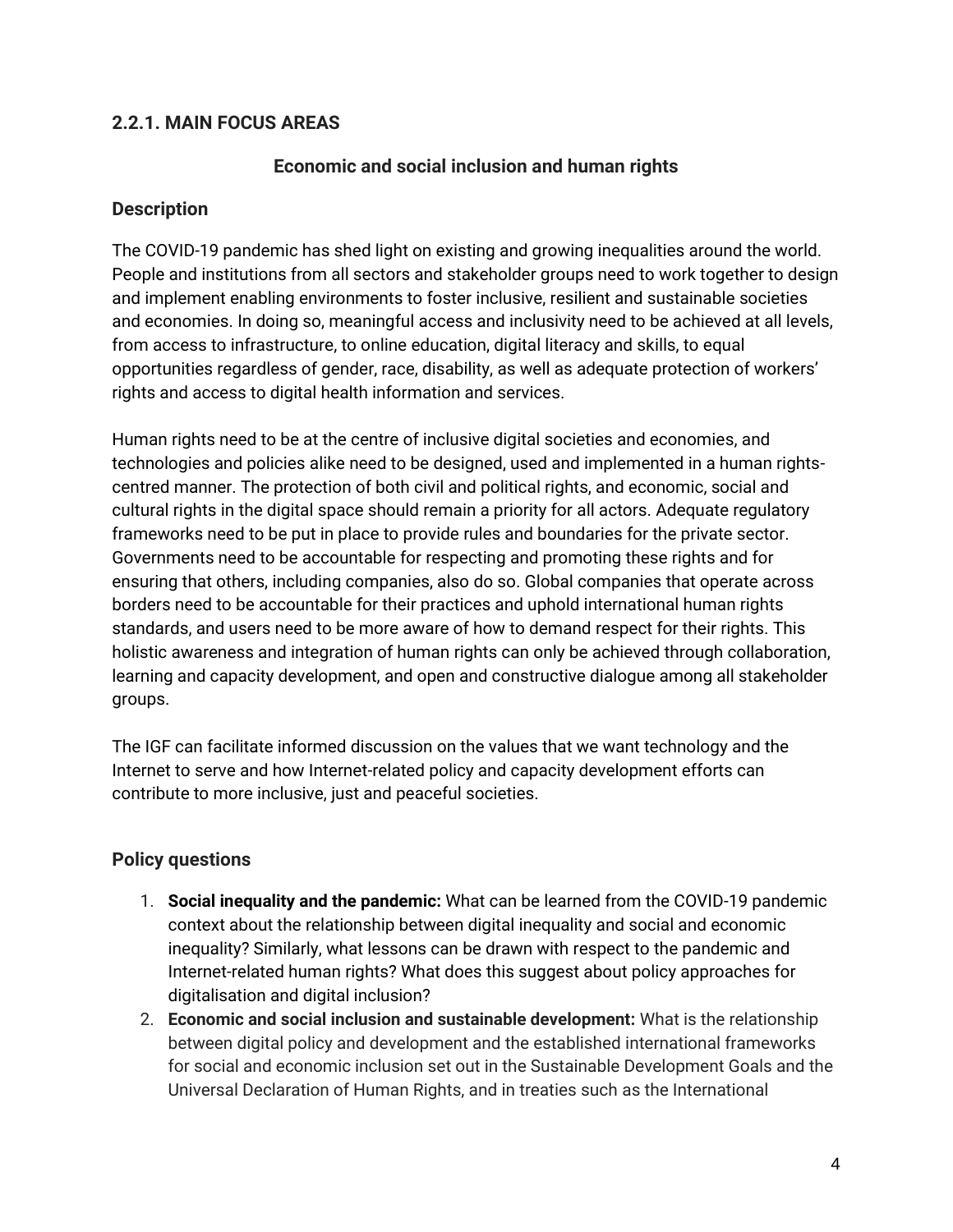### 2.2.1. MAIN FOCUS AREAS

#### Economic and social inclusion and human rights

#### Description

The COVID-19 pandemic has shed light on existing and growing inequalities around the world. People and institutions from all sectors and stakeholder groups need to work together to design and implement enabling environments to foster inclusive, resilient and sustainable societies and economies. In doing so, meaningful access and inclusivity need to be achieved at all levels, from access to infrastructure, to online education, digital literacy and skills, to equal opportunities regardless of gender, race, disability, as well as adequate protection of workers' rights and access to digital health information and services.

Human rights need to be at the centre of inclusive digital societies and economies, and technologies and policies alike need to be designed, used and implemented in a human rights-centred manner. The protection of both civil and political rights, and economic, social and cultural rights in the digital space should remain a priority for all actors. Adequate regulatory frameworks need to be put in place to provide rules and boundaries for the private sector. Governments need to be accountable for respecting and promoting these rights and for ensuring that others, including companies, also do so. Global companies that operate across borders need to be accountable for their practices and uphold international human rights standards, and users need to be more aware of how to demand respect for their rights. This holistic awareness and integration of human rights can only be achieved through collaboration, learning and capacity development, and open and constructive dialogue among all stakeholder groups.

The IGF can facilitate informed discussion on the values that we want technology and the Internet to serve and how Internet-related policy and capacity development efforts can contribute to more inclusive, just and peaceful societies.

#### Policy questions

1. **Social inequality and the pandemic:** What can be learned from the COVID-19 pandemic context about the relationship between digital inequality and social and economic inequality? Similarly, what lessons can be drawn with respect to the pandemic and Internet-related human rights? What does this suggest about policy approaches for digitalisation and digital inclusion?
2. **Economic and social inclusion and sustainable development:** What is the relationship between digital policy and development and the established international frameworks for social and economic inclusion set out in the Sustainable Development Goals and the Universal Declaration of Human Rights, and in treaties such as the International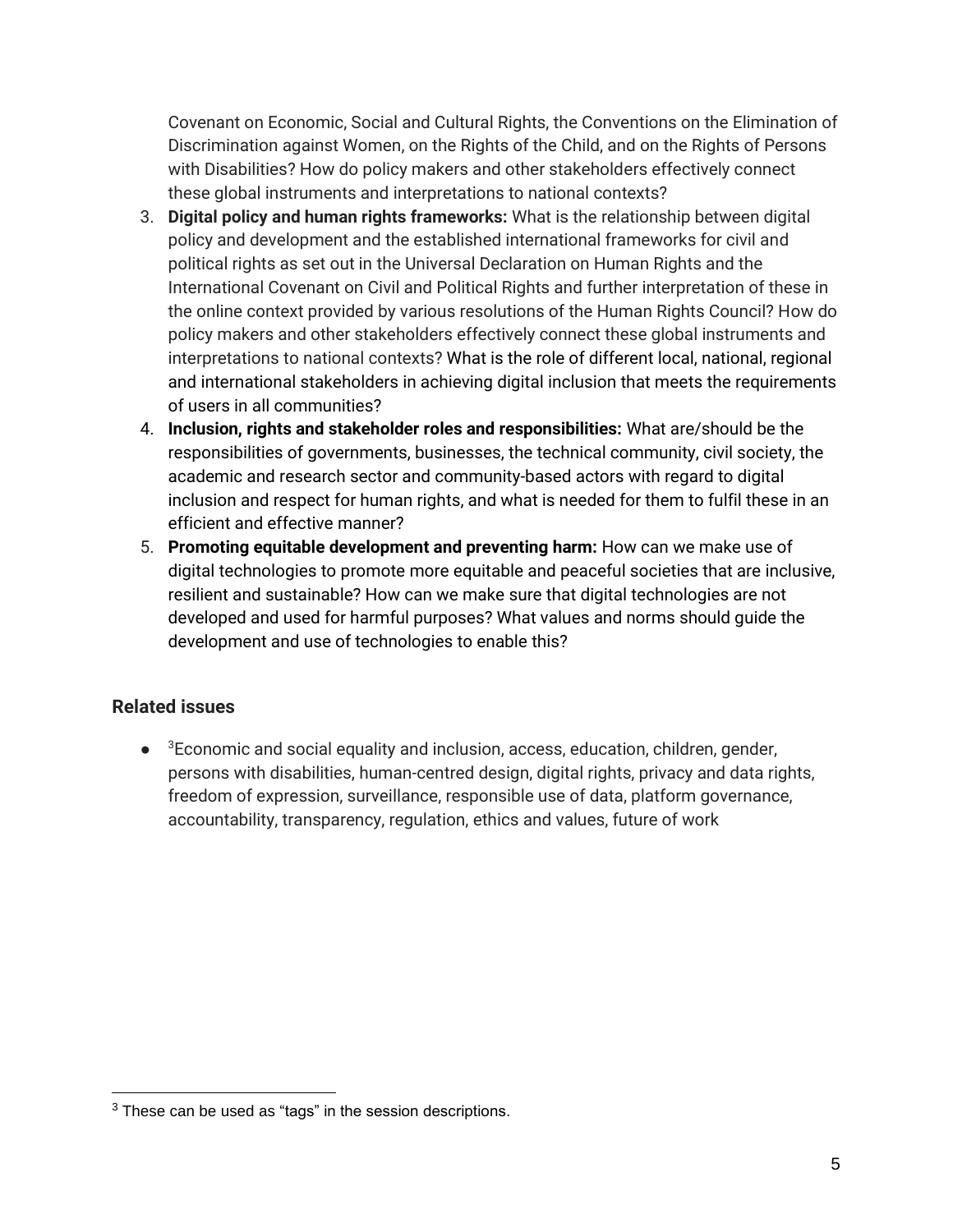Covenant on Economic, Social and Cultural Rights, the Conventions on the Elimination of Discrimination against Women, on the Rights of the Child, and on the Rights of Persons with Disabilities? How do policy makers and other stakeholders effectively connect these global instruments and interpretations to national contexts?

3. **Digital policy and human rights frameworks:** What is the relationship between digital policy and development and the established international frameworks for civil and political rights as set out in the Universal Declaration on Human Rights and the International Covenant on Civil and Political Rights and further interpretation of these in the online context provided by various resolutions of the Human Rights Council? How do policy makers and other stakeholders effectively connect these global instruments and interpretations to national contexts? What is the role of different local, national, regional and international stakeholders in achieving digital inclusion that meets the requirements of users in all communities?
4. **Inclusion, rights and stakeholder roles and responsibilities:** What are/should be the responsibilities of governments, businesses, the technical community, civil society, the academic and research sector and community-based actors with regard to digital inclusion and respect for human rights, and what is needed for them to fulfil these in an efficient and effective manner?
5. **Promoting equitable development and preventing harm:** How can we make use of digital technologies to promote more equitable and peaceful societies that are inclusive, resilient and sustainable? How can we make sure that digital technologies are not developed and used for harmful purposes? What values and norms should guide the development and use of technologies to enable this?

### Related issues

- [3]Economic and social equality and inclusion, access, education, children, gender, persons with disabilities, human-centred design, digital rights, privacy and data rights, freedom of expression, surveillance, responsible use of data, platform governance, accountability, transparency, regulation, ethics and values, future of work

[3] These can be used as "tags" in the session descriptions.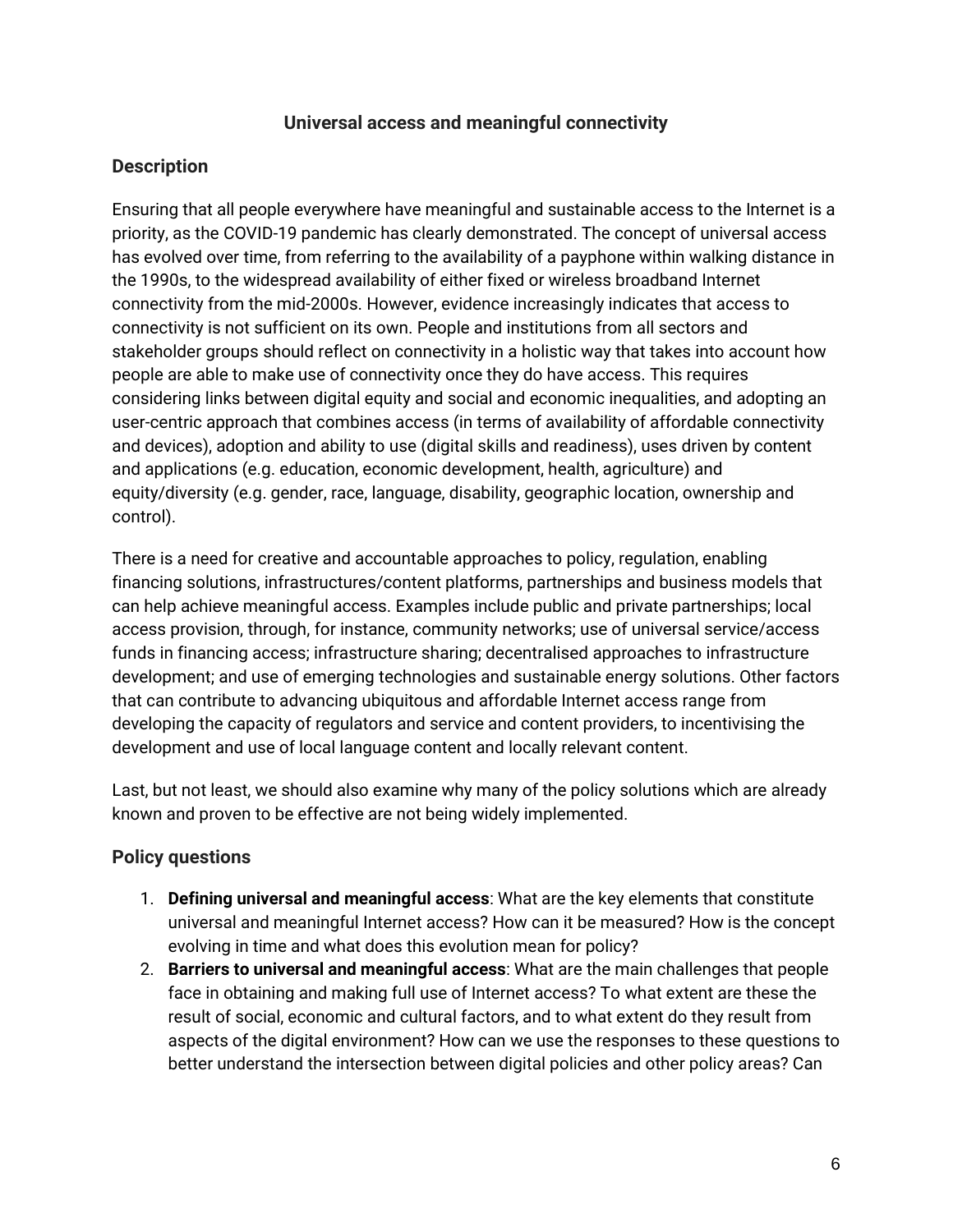## Universal access and meaningful connectivity

### Description

Ensuring that all people everywhere have meaningful and sustainable access to the Internet is a priority, as the COVID-19 pandemic has clearly demonstrated. The concept of universal access has evolved over time, from referring to the availability of a payphone within walking distance in the 1990s, to the widespread availability of either fixed or wireless broadband Internet connectivity from the mid-2000s. However, evidence increasingly indicates that access to connectivity is not sufficient on its own. People and institutions from all sectors and stakeholder groups should reflect on connectivity in a holistic way that takes into account how people are able to make use of connectivity once they do have access. This requires considering links between digital equity and social and economic inequalities, and adopting an user-centric approach that combines access (in terms of availability of affordable connectivity and devices), adoption and ability to use (digital skills and readiness), uses driven by content and applications (e.g. education, economic development, health, agriculture) and equity/diversity (e.g. gender, race, language, disability, geographic location, ownership and control).

There is a need for creative and accountable approaches to policy, regulation, enabling financing solutions, infrastructures/content platforms, partnerships and business models that can help achieve meaningful access. Examples include public and private partnerships; local access provision, through, for instance, community networks; use of universal service/access funds in financing access; infrastructure sharing; decentralised approaches to infrastructure development; and use of emerging technologies and sustainable energy solutions. Other factors that can contribute to advancing ubiquitous and affordable Internet access range from developing the capacity of regulators and service and content providers, to incentivising the development and use of local language content and locally relevant content.

Last, but not least, we should also examine why many of the policy solutions which are already known and proven to be effective are not being widely implemented.

### Policy questions

1. **Defining universal and meaningful access**: What are the key elements that constitute universal and meaningful Internet access? How can it be measured? How is the concept evolving in time and what does this evolution mean for policy?
2. **Barriers to universal and meaningful access**: What are the main challenges that people face in obtaining and making full use of Internet access? To what extent are these the result of social, economic and cultural factors, and to what extent do they result from aspects of the digital environment? How can we use the responses to these questions to better understand the intersection between digital policies and other policy areas? Can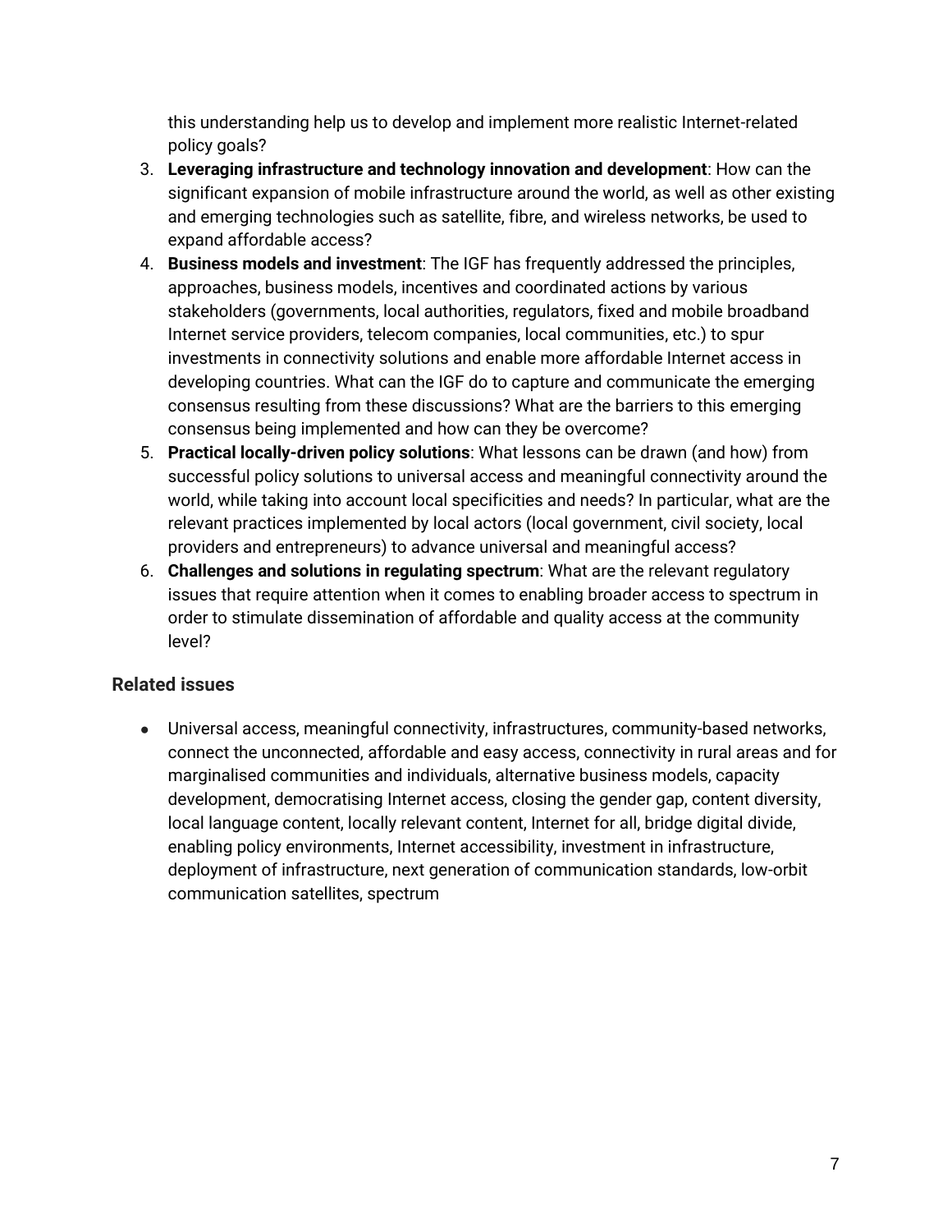this understanding help us to develop and implement more realistic Internet-related policy goals?

3. **Leveraging infrastructure and technology innovation and development**: How can the significant expansion of mobile infrastructure around the world, as well as other existing and emerging technologies such as satellite, fibre, and wireless networks, be used to expand affordable access?
4. **Business models and investment**: The IGF has frequently addressed the principles, approaches, business models, incentives and coordinated actions by various stakeholders (governments, local authorities, regulators, fixed and mobile broadband Internet service providers, telecom companies, local communities, etc.) to spur investments in connectivity solutions and enable more affordable Internet access in developing countries. What can the IGF do to capture and communicate the emerging consensus resulting from these discussions? What are the barriers to this emerging consensus being implemented and how can they be overcome?
5. **Practical locally-driven policy solutions**: What lessons can be drawn (and how) from successful policy solutions to universal access and meaningful connectivity around the world, while taking into account local specificities and needs? In particular, what are the relevant practices implemented by local actors (local government, civil society, local providers and entrepreneurs) to advance universal and meaningful access?
6. **Challenges and solutions in regulating spectrum**: What are the relevant regulatory issues that require attention when it comes to enabling broader access to spectrum in order to stimulate dissemination of affordable and quality access at the community level?

### Related issues

- Universal access, meaningful connectivity, infrastructures, community-based networks, connect the unconnected, affordable and easy access, connectivity in rural areas and for marginalised communities and individuals, alternative business models, capacity development, democratising Internet access, closing the gender gap, content diversity, local language content, locally relevant content, Internet for all, bridge digital divide, enabling policy environments, Internet accessibility, investment in infrastructure, deployment of infrastructure, next generation of communication standards, low-orbit communication satellites, spectrum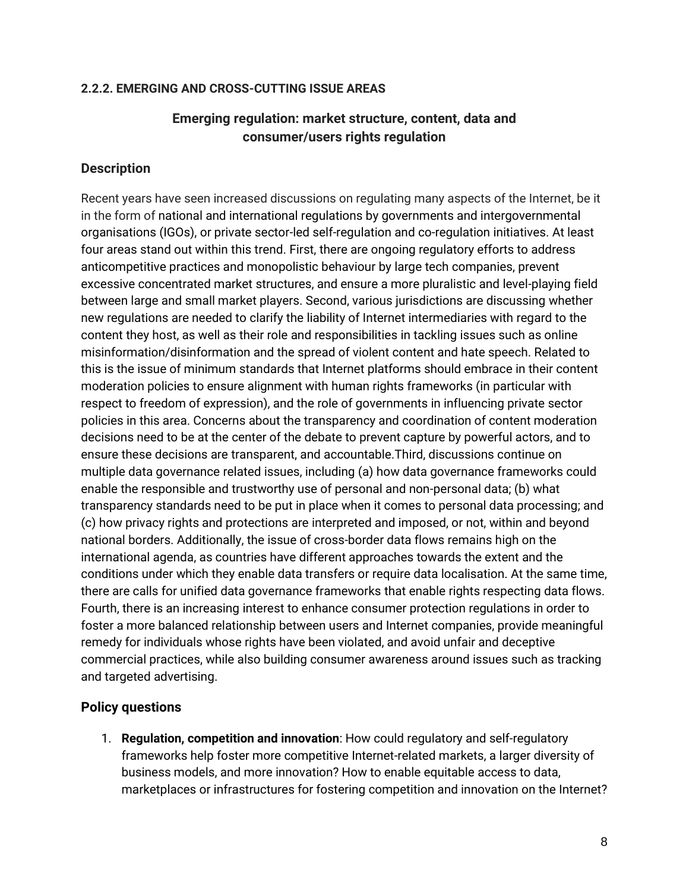### 2.2.2. EMERGING AND CROSS-CUTTING ISSUE AREAS

## Emerging regulation: market structure, content, data and consumer/users rights regulation

### Description

Recent years have seen increased discussions on regulating many aspects of the Internet, be it in the form of national and international regulations by governments and intergovernmental organisations (IGOs), or private sector-led self-regulation and co-regulation initiatives. At least four areas stand out within this trend. First, there are ongoing regulatory efforts to address anticompetitive practices and monopolistic behaviour by large tech companies, prevent excessive concentrated market structures, and ensure a more pluralistic and level-playing field between large and small market players. Second, various jurisdictions are discussing whether new regulations are needed to clarify the liability of Internet intermediaries with regard to the content they host, as well as their role and responsibilities in tackling issues such as online misinformation/disinformation and the spread of violent content and hate speech. Related to this is the issue of minimum standards that Internet platforms should embrace in their content moderation policies to ensure alignment with human rights frameworks (in particular with respect to freedom of expression), and the role of governments in influencing private sector policies in this area. Concerns about the transparency and coordination of content moderation decisions need to be at the center of the debate to prevent capture by powerful actors, and to ensure these decisions are transparent, and accountable.Third, discussions continue on multiple data governance related issues, including (a) how data governance frameworks could enable the responsible and trustworthy use of personal and non-personal data; (b) what transparency standards need to be put in place when it comes to personal data processing; and (c) how privacy rights and protections are interpreted and imposed, or not, within and beyond national borders. Additionally, the issue of cross-border data flows remains high on the international agenda, as countries have different approaches towards the extent and the conditions under which they enable data transfers or require data localisation. At the same time, there are calls for unified data governance frameworks that enable rights respecting data flows. Fourth, there is an increasing interest to enhance consumer protection regulations in order to foster a more balanced relationship between users and Internet companies, provide meaningful remedy for individuals whose rights have been violated, and avoid unfair and deceptive commercial practices, while also building consumer awareness around issues such as tracking and targeted advertising.

### Policy questions

1. **Regulation, competition and innovation**: How could regulatory and self-regulatory frameworks help foster more competitive Internet-related markets, a larger diversity of business models, and more innovation? How to enable equitable access to data, marketplaces or infrastructures for fostering competition and innovation on the Internet?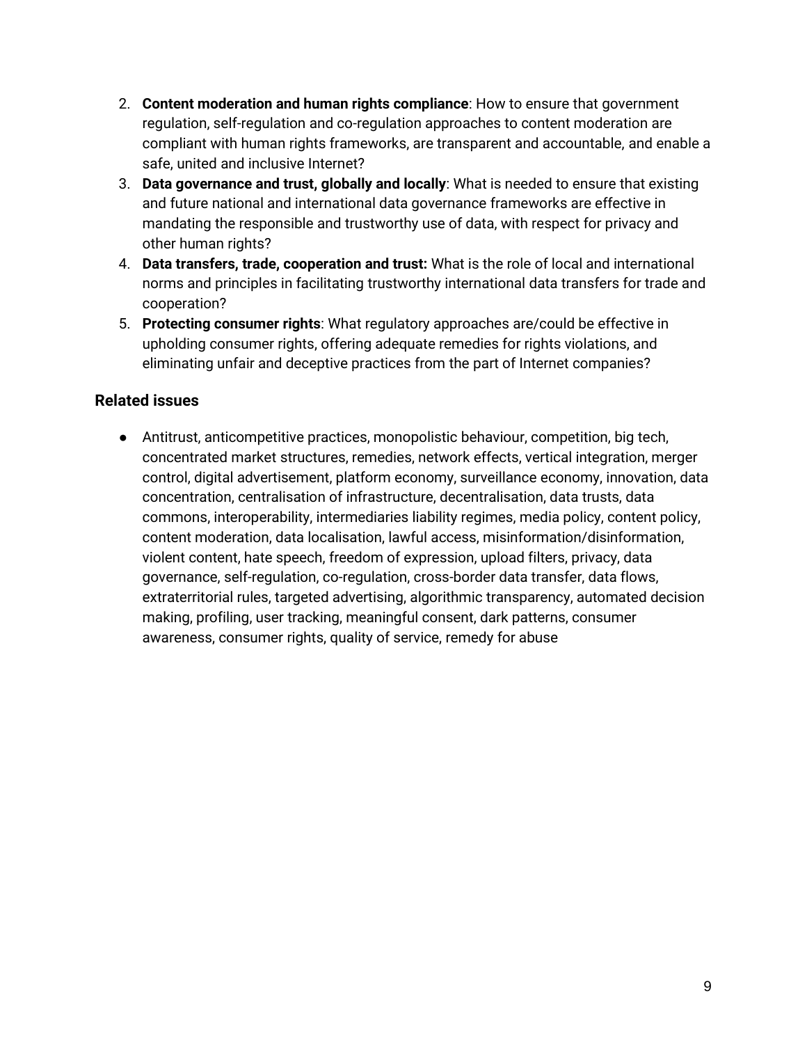2. **Content moderation and human rights compliance**: How to ensure that government regulation, self-regulation and co-regulation approaches to content moderation are compliant with human rights frameworks, are transparent and accountable, and enable a safe, united and inclusive Internet?
3. **Data governance and trust, globally and locally**: What is needed to ensure that existing and future national and international data governance frameworks are effective in mandating the responsible and trustworthy use of data, with respect for privacy and other human rights?
4. **Data transfers, trade, cooperation and trust:** What is the role of local and international norms and principles in facilitating trustworthy international data transfers for trade and cooperation?
5. **Protecting consumer rights**: What regulatory approaches are/could be effective in upholding consumer rights, offering adequate remedies for rights violations, and eliminating unfair and deceptive practices from the part of Internet companies?

### Related issues

- Antitrust, anticompetitive practices, monopolistic behaviour, competition, big tech, concentrated market structures, remedies, network effects, vertical integration, merger control, digital advertisement, platform economy, surveillance economy, innovation, data concentration, centralisation of infrastructure, decentralisation, data trusts, data commons, interoperability, intermediaries liability regimes, media policy, content policy, content moderation, data localisation, lawful access, misinformation/disinformation, violent content, hate speech, freedom of expression, upload filters, privacy, data governance, self-regulation, co-regulation, cross-border data transfer, data flows, extraterritorial rules, targeted advertising, algorithmic transparency, automated decision making, profiling, user tracking, meaningful consent, dark patterns, consumer awareness, consumer rights, quality of service, remedy for abuse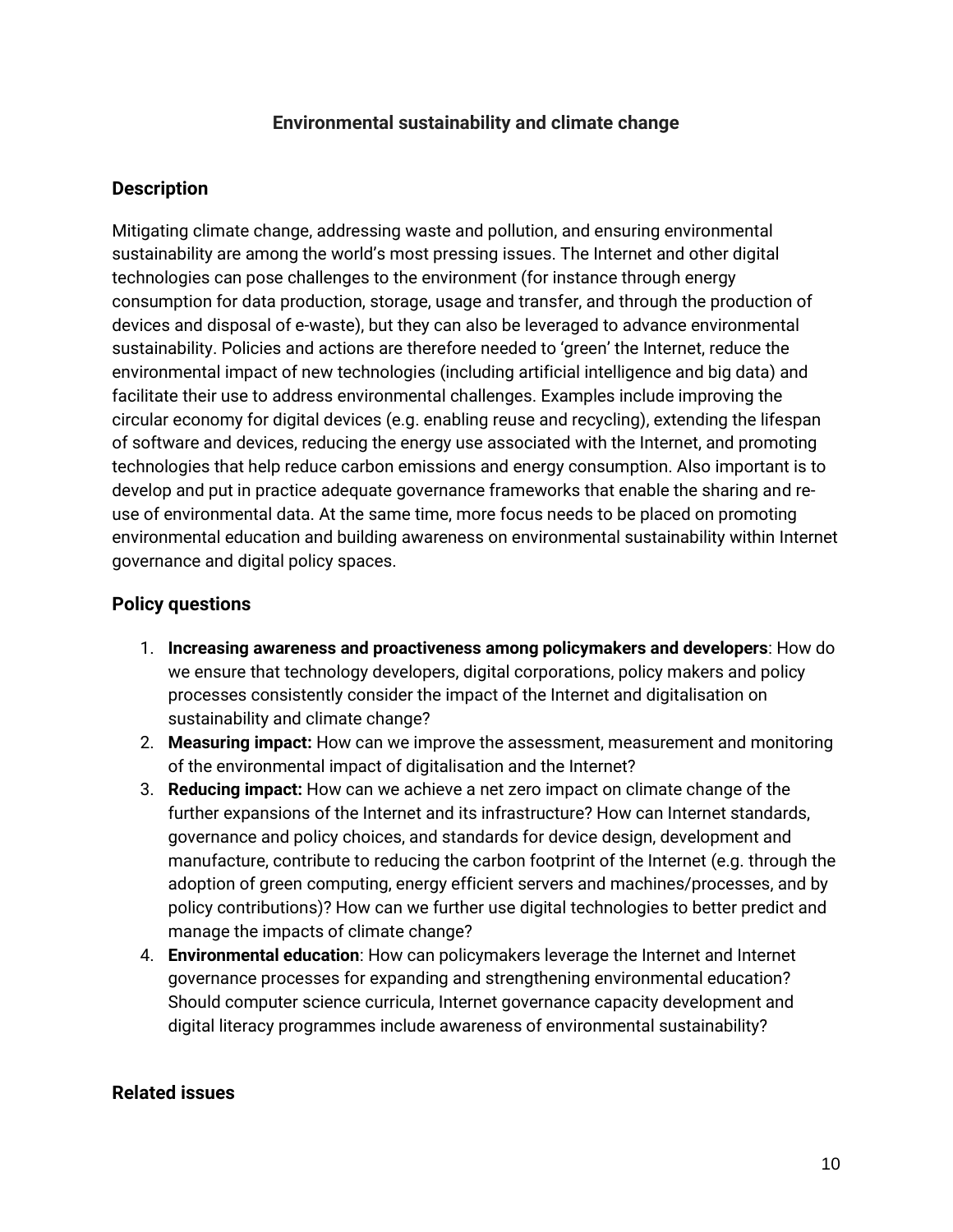## Environmental sustainability and climate change

### Description

Mitigating climate change, addressing waste and pollution, and ensuring environmental sustainability are among the world's most pressing issues. The Internet and other digital technologies can pose challenges to the environment (for instance through energy consumption for data production, storage, usage and transfer, and through the production of devices and disposal of e-waste), but they can also be leveraged to advance environmental sustainability. Policies and actions are therefore needed to 'green' the Internet, reduce the environmental impact of new technologies (including artificial intelligence and big data) and facilitate their use to address environmental challenges. Examples include improving the circular economy for digital devices (e.g. enabling reuse and recycling), extending the lifespan of software and devices, reducing the energy use associated with the Internet, and promoting technologies that help reduce carbon emissions and energy consumption. Also important is to develop and put in practice adequate governance frameworks that enable the sharing and re-use of environmental data. At the same time, more focus needs to be placed on promoting environmental education and building awareness on environmental sustainability within Internet governance and digital policy spaces.

### Policy questions

1. **Increasing awareness and proactiveness among policymakers and developers**: How do we ensure that technology developers, digital corporations, policy makers and policy processes consistently consider the impact of the Internet and digitalisation on sustainability and climate change?
2. **Measuring impact:** How can we improve the assessment, measurement and monitoring of the environmental impact of digitalisation and the Internet?
3. **Reducing impact:** How can we achieve a net zero impact on climate change of the further expansions of the Internet and its infrastructure? How can Internet standards, governance and policy choices, and standards for device design, development and manufacture, contribute to reducing the carbon footprint of the Internet (e.g. through the adoption of green computing, energy efficient servers and machines/processes, and by policy contributions)? How can we further use digital technologies to better predict and manage the impacts of climate change?
4. **Environmental education**: How can policymakers leverage the Internet and Internet governance processes for expanding and strengthening environmental education? Should computer science curricula, Internet governance capacity development and digital literacy programmes include awareness of environmental sustainability?

### Related issues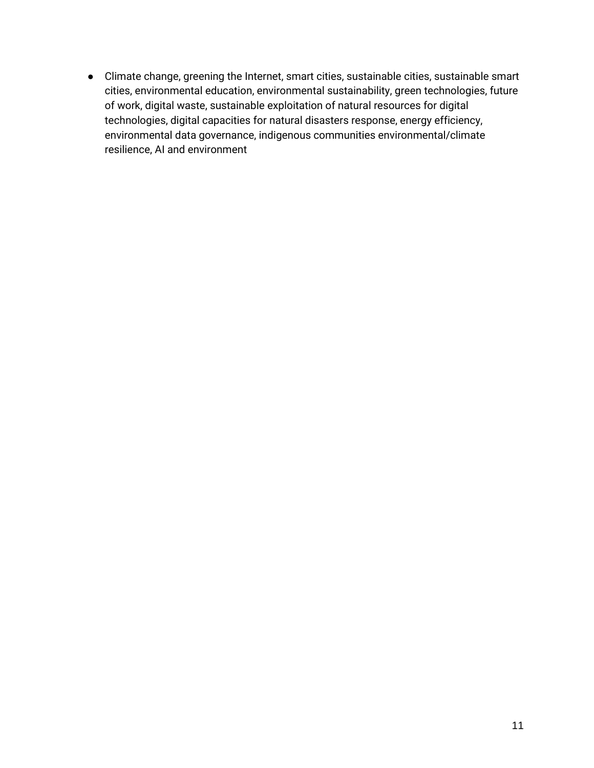- Climate change, greening the Internet, smart cities, sustainable cities, sustainable smart cities, environmental education, environmental sustainability, green technologies, future of work, digital waste, sustainable exploitation of natural resources for digital technologies, digital capacities for natural disasters response, energy efficiency, environmental data governance, indigenous communities environmental/climate resilience, AI and environment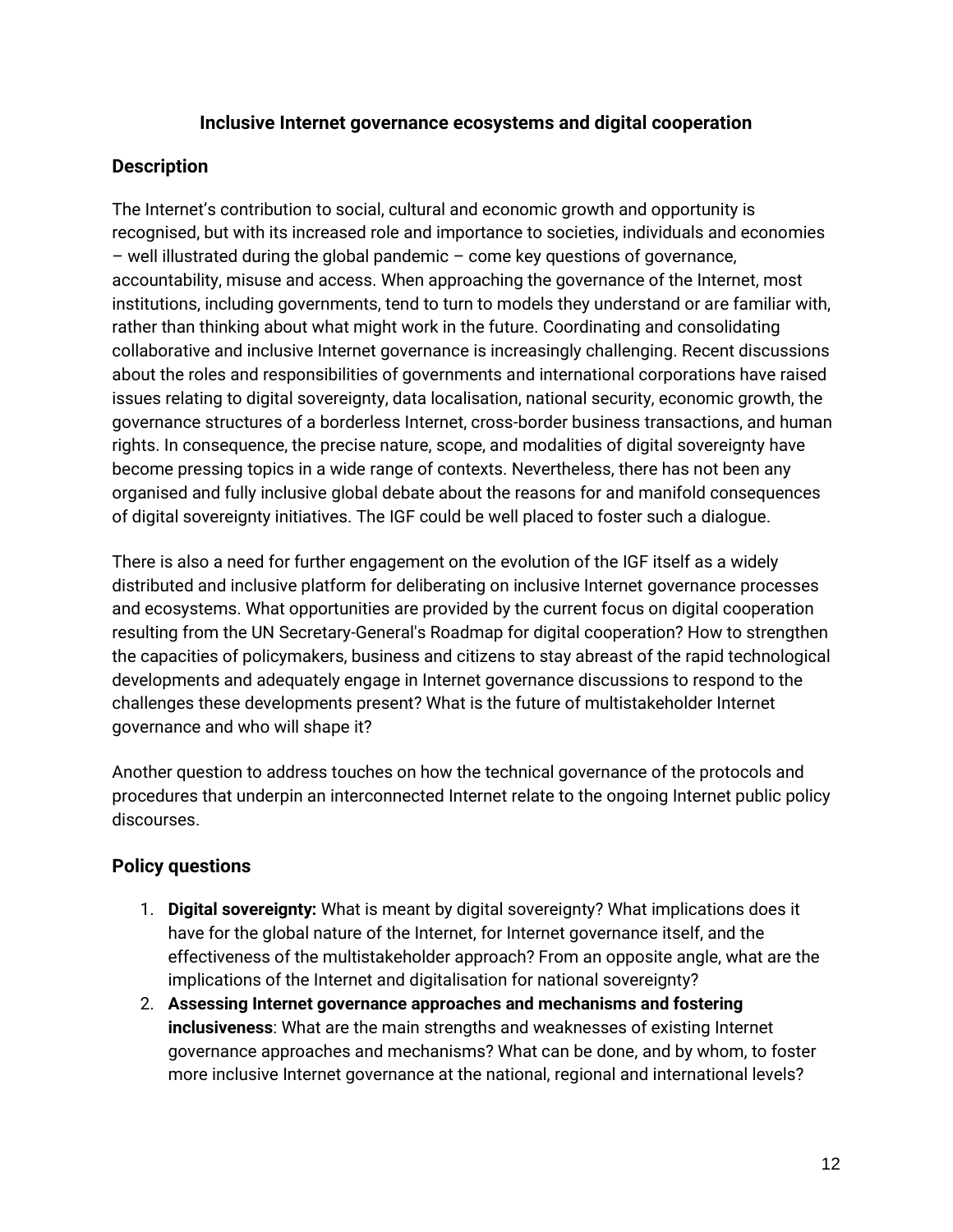# Inclusive Internet governance ecosystems and digital cooperation

## Description

The Internet's contribution to social, cultural and economic growth and opportunity is recognised, but with its increased role and importance to societies, individuals and economies – well illustrated during the global pandemic – come key questions of governance, accountability, misuse and access. When approaching the governance of the Internet, most institutions, including governments, tend to turn to models they understand or are familiar with, rather than thinking about what might work in the future. Coordinating and consolidating collaborative and inclusive Internet governance is increasingly challenging. Recent discussions about the roles and responsibilities of governments and international corporations have raised issues relating to digital sovereignty, data localisation, national security, economic growth, the governance structures of a borderless Internet, cross-border business transactions, and human rights. In consequence, the precise nature, scope, and modalities of digital sovereignty have become pressing topics in a wide range of contexts. Nevertheless, there has not been any organised and fully inclusive global debate about the reasons for and manifold consequences of digital sovereignty initiatives. The IGF could be well placed to foster such a dialogue.

There is also a need for further engagement on the evolution of the IGF itself as a widely distributed and inclusive platform for deliberating on inclusive Internet governance processes and ecosystems. What opportunities are provided by the current focus on digital cooperation resulting from the UN Secretary-General's Roadmap for digital cooperation? How to strengthen the capacities of policymakers, business and citizens to stay abreast of the rapid technological developments and adequately engage in Internet governance discussions to respond to the challenges these developments present? What is the future of multistakeholder Internet governance and who will shape it?

Another question to address touches on how the technical governance of the protocols and procedures that underpin an interconnected Internet relate to the ongoing Internet public policy discourses.

## Policy questions

1. **Digital sovereignty:** What is meant by digital sovereignty? What implications does it have for the global nature of the Internet, for Internet governance itself, and the effectiveness of the multistakeholder approach? From an opposite angle, what are the implications of the Internet and digitalisation for national sovereignty?
2. **Assessing Internet governance approaches and mechanisms and fostering inclusiveness**: What are the main strengths and weaknesses of existing Internet governance approaches and mechanisms? What can be done, and by whom, to foster more inclusive Internet governance at the national, regional and international levels?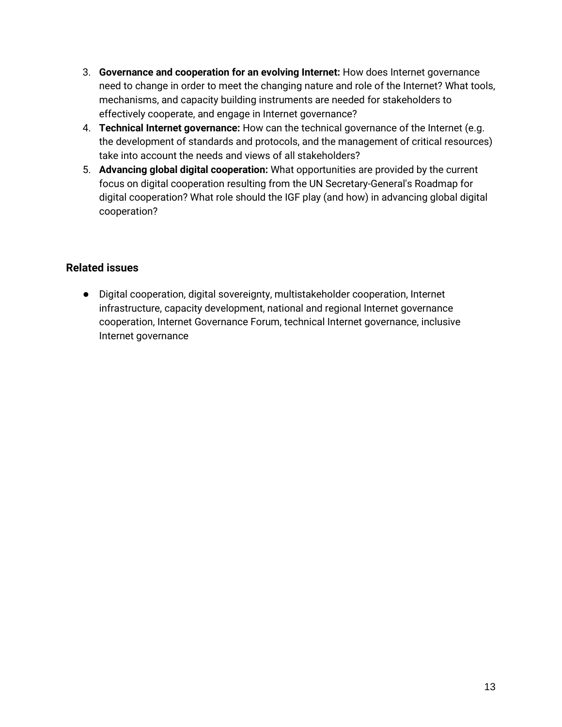3. **Governance and cooperation for an evolving Internet:** How does Internet governance need to change in order to meet the changing nature and role of the Internet? What tools, mechanisms, and capacity building instruments are needed for stakeholders to effectively cooperate, and engage in Internet governance?
4. **Technical Internet governance:** How can the technical governance of the Internet (e.g. the development of standards and protocols, and the management of critical resources) take into account the needs and views of all stakeholders?
5. **Advancing global digital cooperation:** What opportunities are provided by the current focus on digital cooperation resulting from the UN Secretary-General's Roadmap for digital cooperation? What role should the IGF play (and how) in advancing global digital cooperation?

### Related issues

- Digital cooperation, digital sovereignty, multistakeholder cooperation, Internet infrastructure, capacity development, national and regional Internet governance cooperation, Internet Governance Forum, technical Internet governance, inclusive Internet governance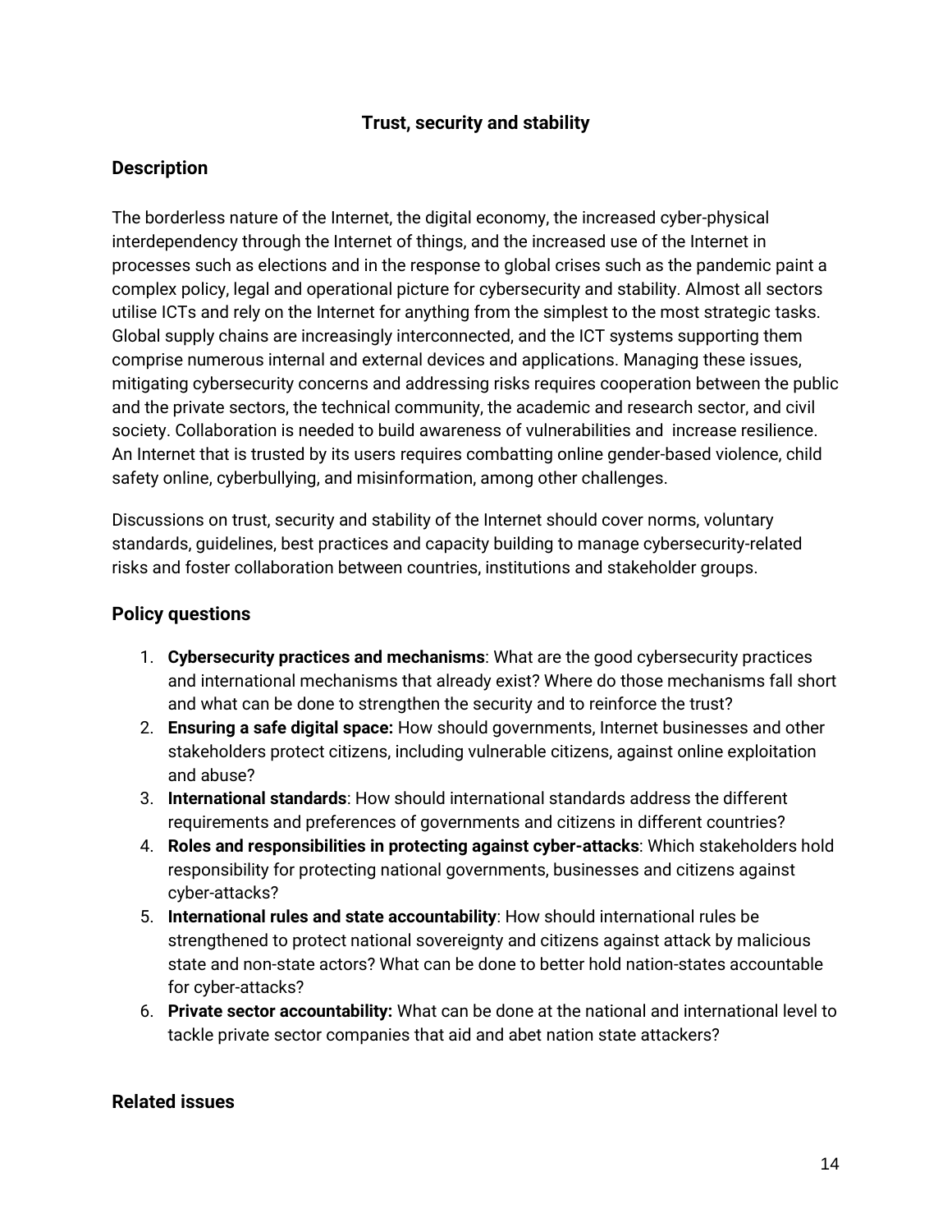## Trust, security and stability

### Description

The borderless nature of the Internet, the digital economy, the increased cyber-physical interdependency through the Internet of things, and the increased use of the Internet in processes such as elections and in the response to global crises such as the pandemic paint a complex policy, legal and operational picture for cybersecurity and stability. Almost all sectors utilise ICTs and rely on the Internet for anything from the simplest to the most strategic tasks. Global supply chains are increasingly interconnected, and the ICT systems supporting them comprise numerous internal and external devices and applications. Managing these issues, mitigating cybersecurity concerns and addressing risks requires cooperation between the public and the private sectors, the technical community, the academic and research sector, and civil society. Collaboration is needed to build awareness of vulnerabilities and increase resilience. An Internet that is trusted by its users requires combatting online gender-based violence, child safety online, cyberbullying, and misinformation, among other challenges.

Discussions on trust, security and stability of the Internet should cover norms, voluntary standards, guidelines, best practices and capacity building to manage cybersecurity-related risks and foster collaboration between countries, institutions and stakeholder groups.

### Policy questions

1. **Cybersecurity practices and mechanisms**: What are the good cybersecurity practices and international mechanisms that already exist? Where do those mechanisms fall short and what can be done to strengthen the security and to reinforce the trust?
2. **Ensuring a safe digital space:** How should governments, Internet businesses and other stakeholders protect citizens, including vulnerable citizens, against online exploitation and abuse?
3. **International standards**: How should international standards address the different requirements and preferences of governments and citizens in different countries?
4. **Roles and responsibilities in protecting against cyber-attacks**: Which stakeholders hold responsibility for protecting national governments, businesses and citizens against cyber-attacks?
5. **International rules and state accountability**: How should international rules be strengthened to protect national sovereignty and citizens against attack by malicious state and non-state actors? What can be done to better hold nation-states accountable for cyber-attacks?
6. **Private sector accountability:** What can be done at the national and international level to tackle private sector companies that aid and abet nation state attackers?

### Related issues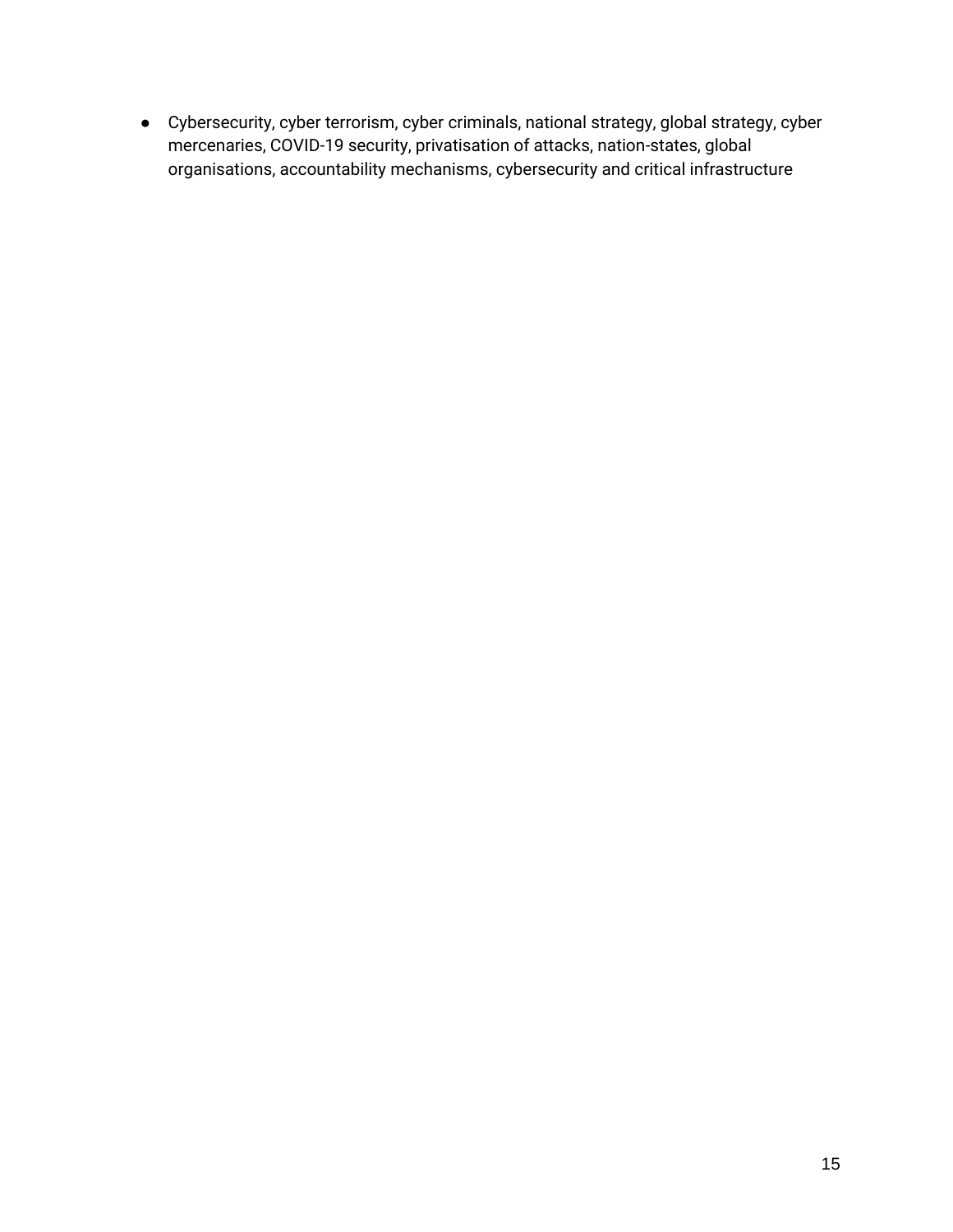- Cybersecurity, cyber terrorism, cyber criminals, national strategy, global strategy, cyber mercenaries, COVID-19 security, privatisation of attacks, nation-states, global organisations, accountability mechanisms, cybersecurity and critical infrastructure